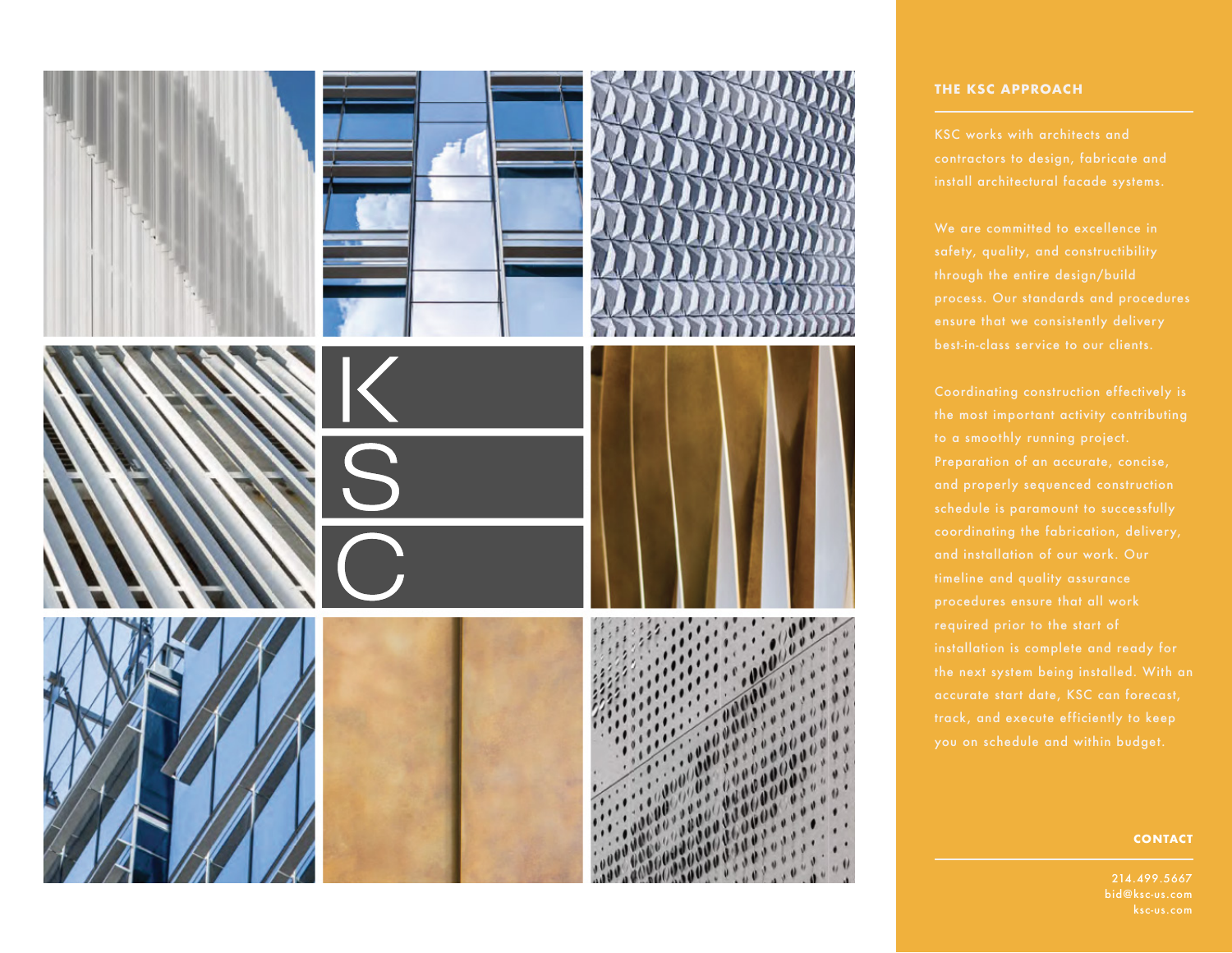K
S
C

## THE KSC APPROACH

KSC works with architects and contractors to design, fabricate and install architectural facade systems.

We are committed to excellence in safety, quality, and constructibility through the entire design/build process. Our standards and procedures ensure that we consistently delivery best-in-class service to our clients.

Coordinating construction effectively is the most important activity contributing to a smoothly running project. Preparation of an accurate, concise, and properly sequenced construction schedule is paramount to successfully coordinating the fabrication, delivery, and installation of our work. Our timeline and quality assurance procedures ensure that all work required prior to the start of installation is complete and ready for the next system being installed. With an accurate start date, KSC can forecast, track, and execute efficiently to keep you on schedule and within budget.

## CONTACT

214.499.5667
bid@ksc-us.com
ksc-us.com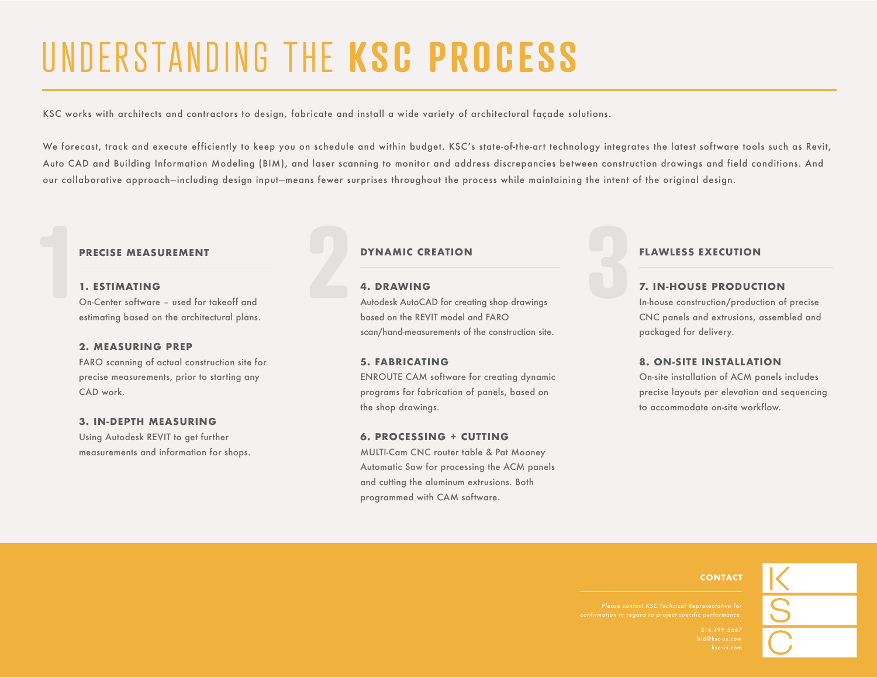# UNDERSTANDING THE **KSC PROCESS**

KSC works with architects and contractors to design, fabricate and install a wide variety of architectural façade solutions.

We forecast, track and execute efficiently to keep you on schedule and within budget. KSC's state-of-the-art technology integrates the latest software tools such as Revit, Auto CAD and Building Information Modeling (BIM), and laser scanning to monitor and address discrepancies between construction drawings and field conditions. And our collaborative approach—including design input—means fewer surprises throughout the process while maintaining the intent of the original design.

## 1 PRECISE MEASUREMENT

### 1. ESTIMATING

On-Center software – used for takeoff and estimating based on the architectural plans.

### 2. MEASURING PREP

FARO scanning of actual construction site for precise measurements, prior to starting any CAD work.

### 3. IN-DEPTH MEASURING

Using Autodesk REVIT to get further measurements and information for shops.

## 2 DYNAMIC CREATION

### 4. DRAWING

Autodesk AutoCAD for creating shop drawings based on the REVIT model and FARO scan/hand-measurements of the construction site.

### 5. FABRICATING

ENROUTE CAM software for creating dynamic programs for fabrication of panels, based on the shop drawings.

### 6. PROCESSING + CUTTING

MULTI-Cam CNC router table & Pat Mooney Automatic Saw for processing the ACM panels and cutting the aluminum extrusions. Both programmed with CAM software.

## 3 FLAWLESS EXECUTION

### 7. IN-HOUSE PRODUCTION

In-house construction/production of precise CNC panels and extrusions, assembled and packaged for delivery.

### 8. ON-SITE INSTALLATION

On-site installation of ACM panels includes precise layouts per elevation and sequencing to accommodate on-site workflow.

**CONTACT**

*Please contact KSC Technical Representative for confirmation in regard to project specific performance.*

214.499.5667
bid@ksc-us.com
ksc-us.com

KSC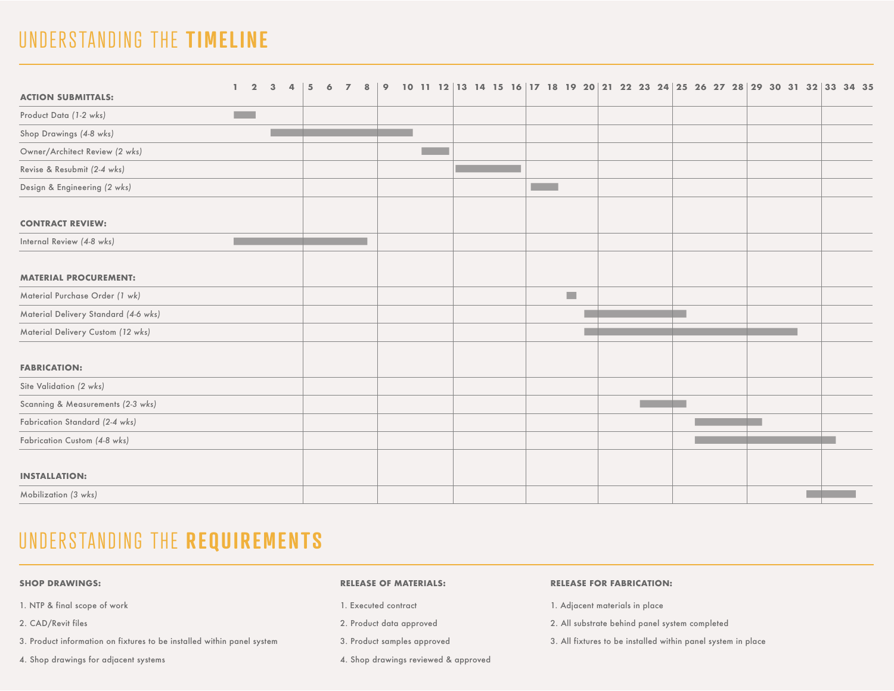# UNDERSTANDING THE **TIMELINE**

1 2 3 4 5 6 7 8 9 10 11 12 13 14 15 16 17 18 19 20 21 22 23 24 25 26 27 28 29 30 31 32 33 34 35

**ACTION SUBMITTALS:**

Product Data *(1-2 wks)*

Shop Drawings *(4-8 wks)*

Owner/Architect Review *(2 wks)*

Revise & Resubmit *(2-4 wks)*

Design & Engineering *(2 wks)*

**CONTRACT REVIEW:**

Internal Review *(4-8 wks)*

**MATERIAL PROCUREMENT:**

Material Purchase Order *(1 wk)*

Material Delivery Standard *(4-6 wks)*

Material Delivery Custom *(12 wks)*

**FABRICATION:**

Site Validation *(2 wks)*

Scanning & Measurements *(2-3 wks)*

Fabrication Standard *(2-4 wks)*

Fabrication Custom *(4-8 wks)*

**INSTALLATION:**

Mobilization *(3 wks)*

# UNDERSTANDING THE **REQUIREMENTS**

**SHOP DRAWINGS:**

1. NTP & final scope of work
2. CAD/Revit files
3. Product information on fixtures to be installed within panel system
4. Shop drawings for adjacent systems

**RELEASE OF MATERIALS:**

1. Executed contract
2. Product data approved
3. Product samples approved
4. Shop drawings reviewed & approved

**RELEASE FOR FABRICATION:**

1. Adjacent materials in place
2. All substrate behind panel system completed
3. All fixtures to be installed within panel system in place